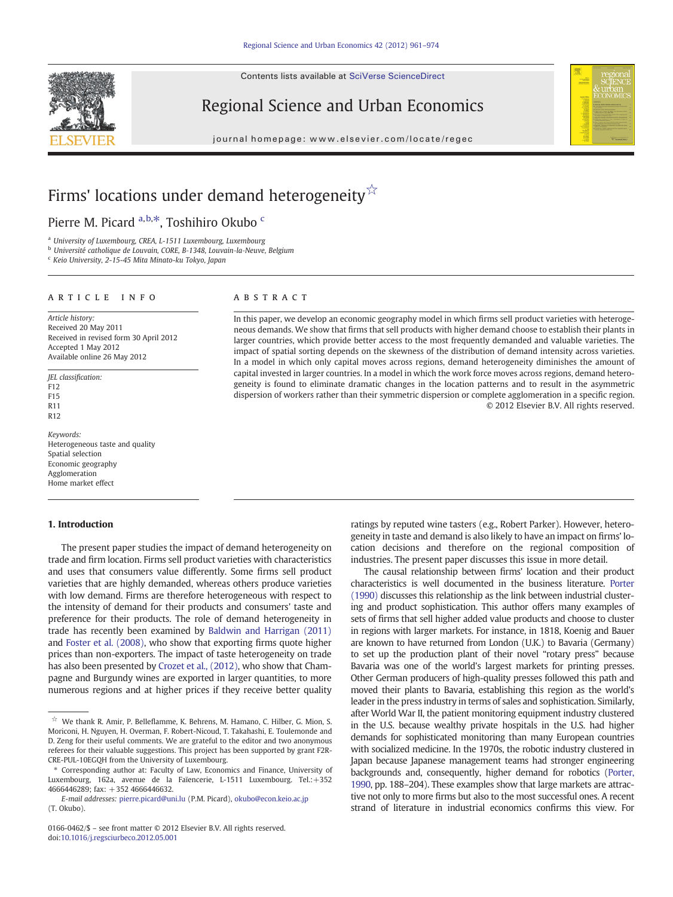# Firms' locations under demand heterogeneity ☆

Pierre M. Picard [a,b,*], Toshihiro Okubo [c]

[a] University of Luxembourg, CREA, L-1511 Luxembourg, Luxembourg
[b] Université catholique de Louvain, CORE, B-1348, Louvain-la-Neuve, Belgium
[c] Keio University, 2-15-45 Mita Minato-ku Tokyo, Japan

## ARTICLE INFO

*Article history:*
Received 20 May 2011
Received in revised form 30 April 2012
Accepted 1 May 2012
Available online 26 May 2012

*JEL classification:*
F12
F15
R11
R12

*Keywords:*
Heterogeneous taste and quality
Spatial selection
Economic geography
Agglomeration
Home market effect

## ABSTRACT

In this paper, we develop an economic geography model in which firms sell product varieties with heterogeneous demands. We show that firms that sell products with higher demand choose to establish their plants in larger countries, which provide better access to the most frequently demanded and valuable varieties. The impact of spatial sorting depends on the skewness of the distribution of demand intensity across varieties. In a model in which only capital moves across regions, demand heterogeneity diminishes the amount of capital invested in larger countries. In a model in which the work force moves across regions, demand heterogeneity is found to eliminate dramatic changes in the location patterns and to result in the asymmetric dispersion of workers rather than their symmetric dispersion or complete agglomeration in a specific region.

© 2012 Elsevier B.V. All rights reserved.

## 1. Introduction

The present paper studies the impact of demand heterogeneity on trade and firm location. Firms sell product varieties with characteristics and uses that consumers value differently. Some firms sell product varieties that are highly demanded, whereas others produce varieties with low demand. Firms are therefore heterogeneous with respect to the intensity of demand for their products and consumers' taste and preference for their products. The role of demand heterogeneity in trade has recently been examined by Baldwin and Harrigan (2011) and Foster et al. (2008), who show that exporting firms quote higher prices than non-exporters. The impact of taste heterogeneity on trade has also been presented by Crozet et al., (2012), who show that Champagne and Burgundy wines are exported in larger quantities, to more numerous regions and at higher prices if they receive better quality ratings by reputed wine tasters (e.g., Robert Parker). However, heterogeneity in taste and demand is also likely to have an impact on firms' location decisions and therefore on the regional composition of industries. The present paper discusses this issue in more detail.

The causal relationship between firms' and their product characteristics is well documented in the business literature. Porter (1990) discusses this relationship as the link between industrial clustering and product sophistication. This author offers many examples of sets of firms that sell higher added value products and choose to cluster in regions with larger markets. For instance, in 1818, Koenig and Bauer are known to have returned from London (U.K.) to Bavaria (Germany) to set up the production plant of their novel "rotary press" because Bavaria was one of the world's largest markets for printing presses. Other German producers of high-quality presses followed this path and moved their plants to Bavaria, establishing this region as the world's leader in the press industry in terms of sales and sophistication. Similarly, after World War II, the patient monitoring equipment industry clustered in the U.S. because wealthy private hospitals in the U.S. had higher demands for sophisticated monitoring than many European countries with socialized medicine. In the 1970s, the robotic industry clustered in Japan because Japanese management teams had stronger engineering backgrounds and, consequently, higher demand for robotics (Porter, 1990, pp. 188–204). These examples show that large markets are attractive not only to more firms but also to the most successful ones. A recent strand of literature in industrial economics confirms this view. For

---

☆ We thank R. Amir, P. Belleflamme, K. Behrens, M. Hamano, C. Hilber, G. Mion, S. Moriconi, H. Nguyen, H. Overman, F. Robert-Nicoud, T. Takahashi, E. Toulemonde and D. Zeng for their useful comments. We are grateful to the editor and two anonymous referees for their valuable suggestions. This project has been supported by grant F2R-CRE-PUL-10EGQH from the University of Luxembourg.

\* Corresponding author at: Faculty of Law, Economics and Finance, University of Luxembourg, 162a, avenue de la Faïencerie, L-1511 Luxembourg. Tel.: +352 4666446289; fax: +352 4666446632.

*E-mail addresses:* pierre.picard@uni.lu (P.M. Picard), okubo@econ.keio.ac.jp (T. Okubo).

0166-0462/$ – see front matter © 2012 Elsevier B.V. All rights reserved.
doi:10.1016/j.regsciurbeco.2012.05.001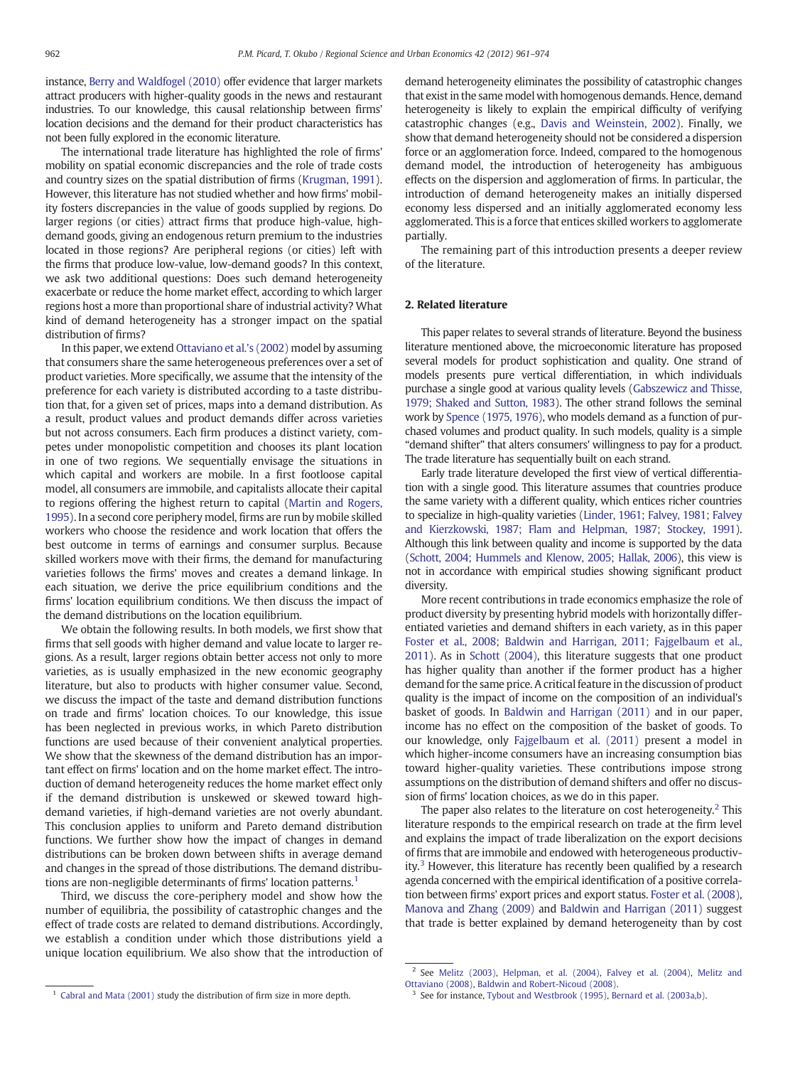instance, Berry and Waldfogel (2010) offer evidence that larger markets attract producers with higher-quality goods in the news and restaurant industries. To our knowledge, this causal relationship between firms' location decisions and the demand for their product characteristics has not been fully explored in the economic literature.

The international trade literature has highlighted the role of firms' mobility on spatial economic discrepancies and the role of trade costs and country sizes on the spatial distribution of firms (Krugman, 1991). However, this literature has not studied whether and how firms' mobility fosters discrepancies in the value of goods supplied by regions. Do larger regions (or cities) attract firms that produce high-value, high-demand goods, giving an endogenous return premium to the industries located in those regions? Are peripheral regions (or cities) left with the firms that produce low-value, low-demand goods? In this context, we ask two additional questions: Does such demand heterogeneity exacerbate or reduce the home market effect, according to which larger regions host a more than proportional share of industrial activity? What kind of demand heterogeneity has a stronger impact on the spatial distribution of firms?

In this paper, we extend Ottaviano et al.'s (2002) model by assuming that consumers share the same heterogeneous preferences over a set of product varieties. More specifically, we assume that the intensity of the preference for each variety is distributed according to a taste distribution that, for a given set of prices, maps into a demand distribution. As a result, product values and product demands differ across varieties but not across consumers. Each firm produces a distinct variety, competes under monopolistic competition and chooses its plant location in one of two regions. We sequentially envisage the situations in which capital and workers are mobile. In a first footloose capital model, all consumers are immobile, and capitalists allocate their capital to regions offering the highest return to capital (Martin and Rogers, 1995). In a second core periphery model, firms are run by mobile skilled workers who choose the residence and work location that offers the best outcome in terms of earnings and consumer surplus. Because skilled workers move with their firms, the demand for manufacturing varieties follows the firms' moves and creates a demand linkage. In each situation, we derive the price equilibrium conditions and the firms' location equilibrium conditions. We then discuss the impact of the demand distributions on the location equilibrium.

We obtain the following results. In both models, we first show that firms that sell goods with higher demand and value locate to larger regions. As a result, larger regions obtain better access not only to more varieties, as is usually emphasized in the new economic geography literature, but also to products with higher consumer value. Second, we discuss the impact of the taste and demand distribution functions on trade and firms' location choices. To our knowledge, this issue has been neglected in previous works, in which Pareto distribution functions are used because of their convenient analytical properties. We show that the skewness of the demand distribution has an important effect on firms' location and on the home market effect. The introduction of demand heterogeneity reduces the home market effect only if the demand distribution is unskewed or skewed toward high-demand varieties, if high-demand varieties are not overly abundant. This conclusion applies to uniform and Pareto demand distribution functions. We further show how the impact of changes in demand distributions can be broken down between shifts in average demand and changes in the spread of those distributions. The demand distributions are non-negligible determinants of firms' location patterns.[1]

Third, we discuss the core-periphery model and show how the number of equilibria, the possibility of catastrophic changes and the effect of trade costs are related to demand distributions. Accordingly, we establish a condition under which those distributions yield a unique location equilibrium. We also show that the introduction of demand heterogeneity eliminates the possibility of catastrophic changes that exist in the same model with homogenous demands. Hence, demand heterogeneity is likely to explain the empirical difficulty of verifying catastrophic changes (e.g., Davis and Weinstein, 2002). Finally, we show that demand heterogeneity should not be considered a dispersion force or an agglomeration force. Indeed, compared to the homogenous demand model, the introduction of heterogeneity has ambiguous effects on the dispersion and agglomeration of firms. In particular, the introduction of demand heterogeneity makes an initially dispersed economy less dispersed and an initially agglomerated economy less agglomerated. This is a force that entices skilled workers to agglomerate partially.

The remaining part of this introduction presents a deeper review of the literature.

## 2. Related literature

This paper relates to several strands of literature. Beyond the business literature mentioned above, the microeconomic literature has proposed several models for product sophistication and quality. One strand of models presents pure vertical differentiation, in which individuals purchase a single good at various quality levels (Gabszewicz and Thisse, 1979; Shaked and Sutton, 1983). The other strand follows the seminal work by Spence (1975, 1976), who models demand as a function of purchased volumes and product quality. In such models, quality is a simple "demand shifter" that alters consumers' willingness to pay for a product. The trade literature has sequentially built on each strand.

Early trade literature developed the first view of vertical differentiation with a single good. This literature assumes that countries produce the same variety with a different quality, which entices richer countries to specialize in high-quality varieties (Linder, 1961; Falvey, 1981; Falvey and Kierzkowski, 1987; Flam and Helpman, 1987; Stockey, 1991). Although this link between quality and income is supported by the data (Schott, 2004; Hummels and Klenow, 2005; Hallak, 2006), this view is not in accordance with empirical studies showing significant product diversity.

More recent contributions in trade economics emphasize the role of product diversity by presenting hybrid models with horizontally differentiated varieties and demand shifters in each variety, as in this paper Foster et al., 2008; Baldwin and Harrigan, 2011; Fajgelbaum et al., 2011). As in Schott (2004), this literature suggests that one product has higher quality than another if the former product has a higher demand for the same price. A critical feature in the discussion of product quality is the impact of income on the composition of an individual's basket of goods. In Baldwin and Harrigan (2011) and in our paper, income has no effect on the composition of the basket of goods. To our knowledge, only Fajgelbaum et al. (2011) present a model in which higher-income consumers have an increasing consumption bias toward higher-quality varieties. These contributions impose strong assumptions on the distribution of demand shifters and offer no discussion of firms' location choices, as we do in this paper.

The paper also relates to the literature on cost heterogeneity.[2] This literature responds to the empirical research on trade at the firm level and explains the impact of trade liberalization on the export decisions of firms that are immobile and endowed with heterogeneous productivity.[3] However, this literature has recently been qualified by a research agenda concerned with the empirical identification of a positive correlation between firms' export prices and export status. Foster et al. (2008), Manova and Zhang (2009) and Baldwin and Harrigan (2011) suggest that trade is better explained by demand heterogeneity than by cost

---

[1] Cabral and Mata (2001) study the distribution of firm size in more depth.

[2] See Melitz (2003), Helpman, et al. (2004), Falvey et al. (2004), Melitz and Ottaviano (2008), Baldwin and Robert-Nicoud (2008).

[3] See for instance, Tybout and Westbrook (1995), Bernard et al. (2003a,b).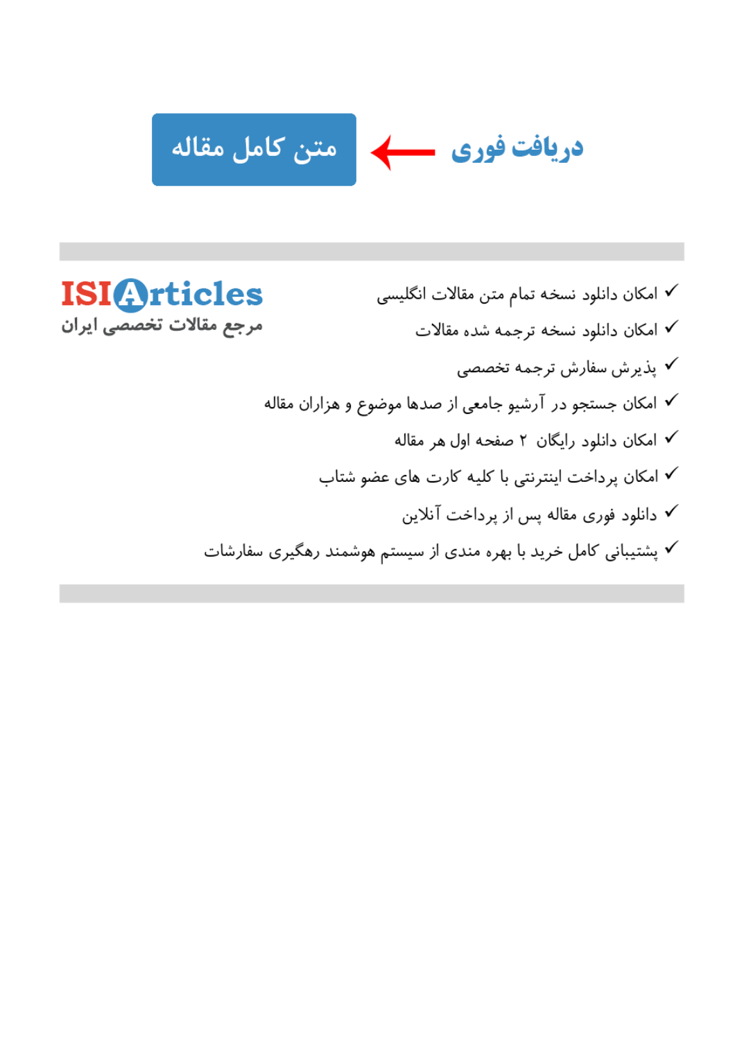دریافت فوری ← متن کامل مقاله

**ISIArticles**
مرجع مقالات تخصصی ایران

- ✓ امکان دانلود نسخه تمام متن مقالات انگلیسی
- ✓ امکان دانلود نسخه ترجمه شده مقالات
- ✓ پذیرش سفارش ترجمه تخصصی
- ✓ امکان جستجو در آرشیو جامعی از صدها موضوع و هزاران مقاله
- ✓ امکان دانلود رایگان ۲ صفحه اول هر مقاله
- ✓ امکان پرداخت اینترنتی با کلیه کارت های عضو شتاب
- ✓ دانلود فوری مقاله پس از پرداخت آنلاین
- ✓ پشتیبانی کامل خرید با بهره مندی از سیستم هوشمند رهگیری سفارشات